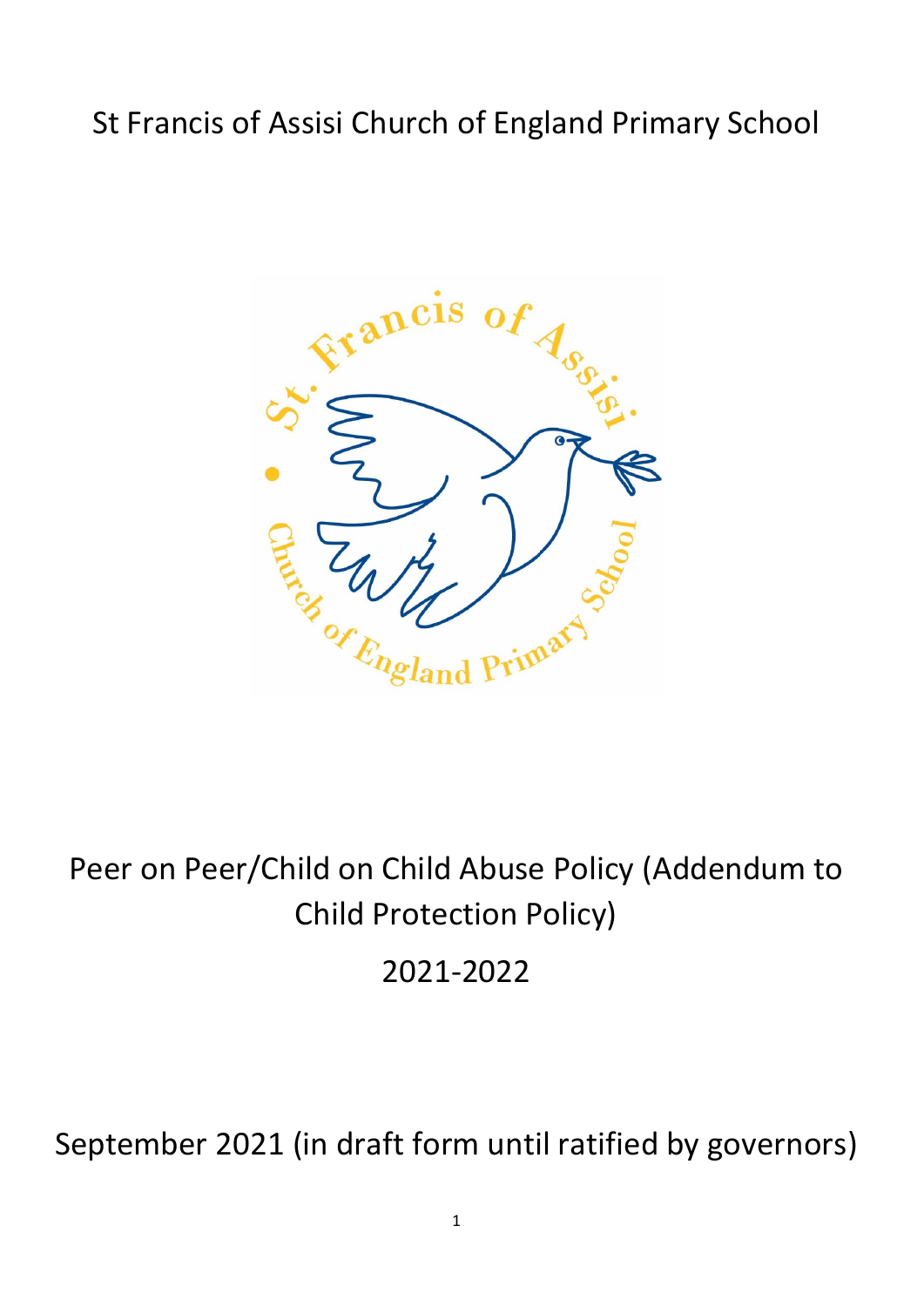# St Francis of Assisi Church of England Primary School

# Peer on Peer/Child on Child Abuse Policy (Addendum to Child Protection Policy)

## 2021-2022

September 2021 (in draft form until ratified by governors)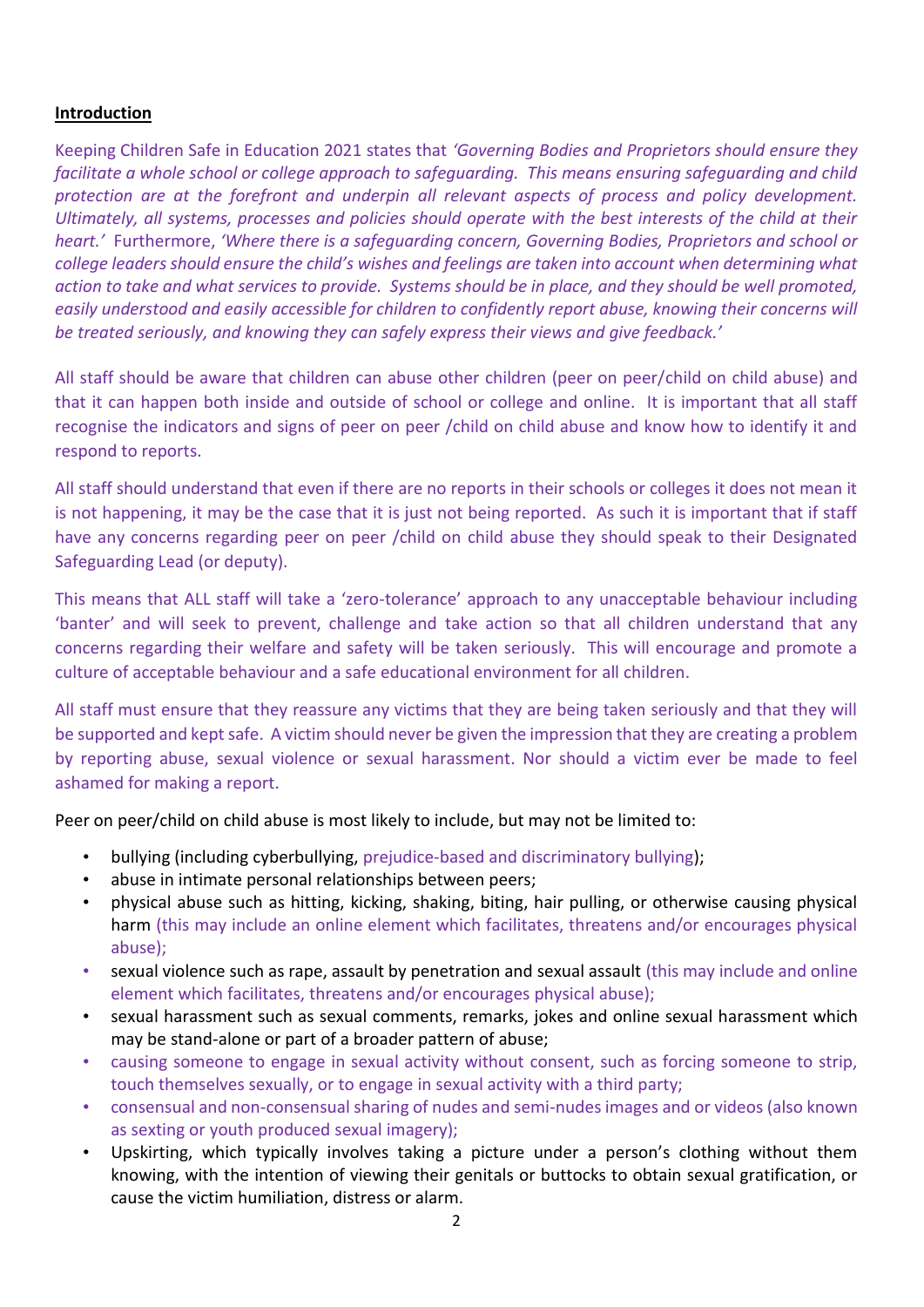**Introduction**

Keeping Children Safe in Education 2021 states that *'Governing Bodies and Proprietors should ensure they facilitate a whole school or college approach to safeguarding. This means ensuring safeguarding and child protection are at the forefront and underpin all relevant aspects of process and policy development. Ultimately, all systems, processes and policies should operate with the best interests of the child at their heart.'* Furthermore, *'Where there is a safeguarding concern, Governing Bodies, Proprietors and school or college leaders should ensure the child's wishes and feelings are taken into account when determining what action to take and what services to provide. Systems should be in place, and they should be well promoted, easily understood and easily accessible for children to confidently report abuse, knowing their concerns will be treated seriously, and knowing they can safely express their views and give feedback.'*

All staff should be aware that children can abuse other children (peer on peer/child on child abuse) and that it can happen both inside and outside of school or college and online. It is important that all staff recognise the indicators and signs of peer on peer /child on child abuse and know how to identify it and respond to reports.

All staff should understand that even if there are no reports in their schools or colleges it does not mean it is not happening, it may be the case that it is just not being reported. As such it is important that if staff have any concerns regarding peer on peer /child on child abuse they should speak to their Designated Safeguarding Lead (or deputy).

This means that ALL staff will take a 'zero-tolerance' approach to any unacceptable behaviour including 'banter' and will seek to prevent, challenge and take action so that all children understand that any concerns regarding their welfare and safety will be taken seriously. This will encourage and promote a culture of acceptable behaviour and a safe educational environment for all children.

All staff must ensure that they reassure any victims that they are being taken seriously and that they will be supported and kept safe. A victim should never be given the impression that they are creating a problem by reporting abuse, sexual violence or sexual harassment. Nor should a victim ever be made to feel ashamed for making a report.

Peer on peer/child on child abuse is most likely to include, but may not be limited to:

- bullying (including cyberbullying, prejudice-based and discriminatory bullying);
- abuse in intimate personal relationships between peers;
- physical abuse such as hitting, kicking, shaking, biting, hair pulling, or otherwise causing physical harm (this may include an online element which facilitates, threatens and/or encourages physical abuse);
- sexual violence such as rape, assault by penetration and sexual assault (this may include and online element which facilitates, threatens and/or encourages physical abuse);
- sexual harassment such as sexual comments, remarks, jokes and online sexual harassment which may be stand-alone or part of a broader pattern of abuse;
- causing someone to engage in sexual activity without consent, such as forcing someone to strip, touch themselves sexually, or to engage in sexual activity with a third party;
- consensual and non-consensual sharing of nudes and semi-nudes images and or videos (also known as sexting or youth produced sexual imagery);
- Upskirting, which typically involves taking a picture under a person's clothing without them knowing, with the intention of viewing their genitals or buttocks to obtain sexual gratification, or cause the victim humiliation, distress or alarm.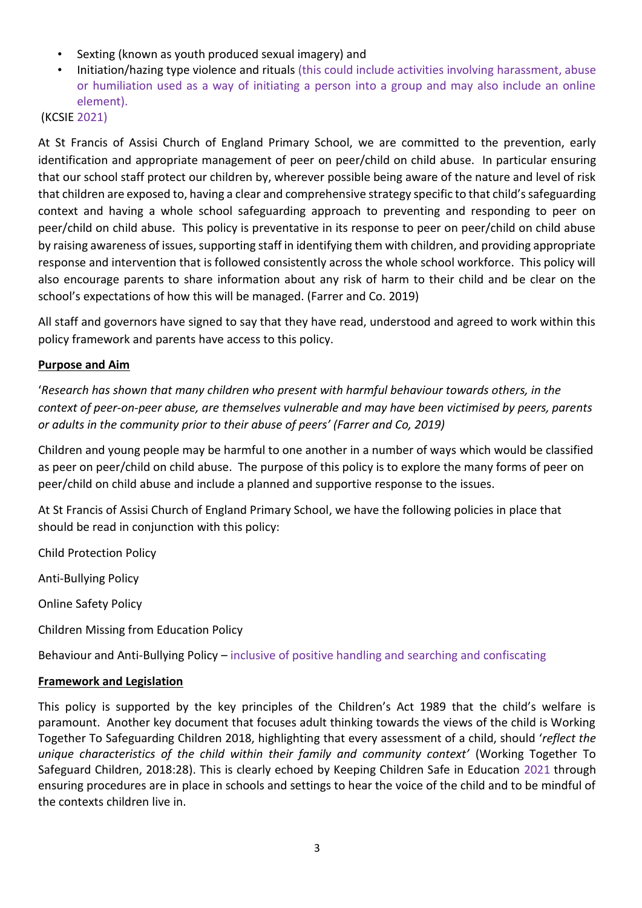- Sexting (known as youth produced sexual imagery) and
- Initiation/hazing type violence and rituals (this could include activities involving harassment, abuse or humiliation used as a way of initiating a person into a group and may also include an online element).

(KCSIE 2021)

At St Francis of Assisi Church of England Primary School, we are committed to the prevention, early identification and appropriate management of peer on peer/child on child abuse. In particular ensuring that our school staff protect our children by, wherever possible being aware of the nature and level of risk that children are exposed to, having a clear and comprehensive strategy specific to that child's safeguarding context and having a whole school safeguarding approach to preventing and responding to peer on peer/child on child abuse. This policy is preventative in its response to peer on peer/child on child abuse by raising awareness of issues, supporting staff in identifying them with children, and providing appropriate response and intervention that is followed consistently across the whole school workforce. This policy will also encourage parents to share information about any risk of harm to their child and be clear on the school's expectations of how this will be managed. (Farrer and Co. 2019)

All staff and governors have signed to say that they have read, understood and agreed to work within this policy framework and parents have access to this policy.

**Purpose and Aim**

'*Research has shown that many children who present with harmful behaviour towards others, in the context of peer-on-peer abuse, are themselves vulnerable and may have been victimised by peers, parents or adults in the community prior to their abuse of peers' (Farrer and Co, 2019)*

Children and young people may be harmful to one another in a number of ways which would be classified as peer on peer/child on child abuse. The purpose of this policy is to explore the many forms of peer on peer/child on child abuse and include a planned and supportive response to the issues.

At St Francis of Assisi Church of England Primary School, we have the following policies in place that should be read in conjunction with this policy:

Child Protection Policy

Anti-Bullying Policy

Online Safety Policy

Children Missing from Education Policy

Behaviour and Anti-Bullying Policy – inclusive of positive handling and searching and confiscating

**Framework and Legislation**

This policy is supported by the key principles of the Children's Act 1989 that the child's welfare is paramount. Another key document that focuses adult thinking towards the views of the child is Working Together To Safeguarding Children 2018, highlighting that every assessment of a child, should '*reflect the unique characteristics of the child within their family and community context'* (Working Together To Safeguard Children, 2018:28). This is clearly echoed by Keeping Children Safe in Education 2021 through ensuring procedures are in place in schools and settings to hear the voice of the child and to be mindful of the contexts children live in.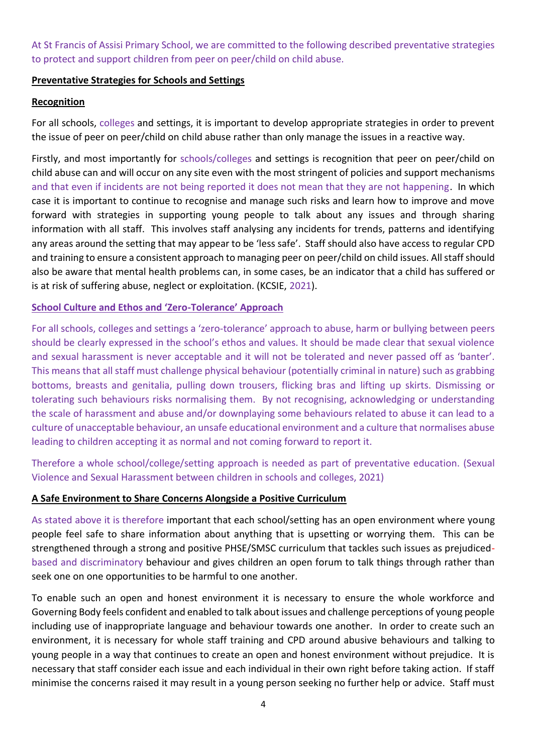At St Francis of Assisi Primary School, we are committed to the following described preventative strategies to protect and support children from peer on peer/child on child abuse.

**Preventative Strategies for Schools and Settings**

**Recognition**

For all schools, colleges and settings, it is important to develop appropriate strategies in order to prevent the issue of peer on peer/child on child abuse rather than only manage the issues in a reactive way.

Firstly, and most importantly for schools/colleges and settings is recognition that peer on peer/child on child abuse can and will occur on any site even with the most stringent of policies and support mechanisms and that even if incidents are not being reported it does not mean that they are not happening. In which case it is important to continue to recognise and manage such risks and learn how to improve and move forward with strategies in supporting young people to talk about any issues and through sharing information with all staff. This involves staff analysing any incidents for trends, patterns and identifying any areas around the setting that may appear to be 'less safe'. Staff should also have access to regular CPD and training to ensure a consistent approach to managing peer on peer/child on child issues. All staff should also be aware that mental health problems can, in some cases, be an indicator that a child has suffered or is at risk of suffering abuse, neglect or exploitation. (KCSIE, 2021).

**School Culture and Ethos and 'Zero-Tolerance' Approach**

For all schools, colleges and settings a 'zero-tolerance' approach to abuse, harm or bullying between peers should be clearly expressed in the school's ethos and values. It should be made clear that sexual violence and sexual harassment is never acceptable and it will not be tolerated and never passed off as 'banter'. This means that all staff must challenge physical behaviour (potentially criminal in nature) such as grabbing bottoms, breasts and genitalia, pulling down trousers, flicking bras and lifting up skirts. Dismissing or tolerating such behaviours risks normalising them. By not recognising, acknowledging or understanding the scale of harassment and abuse and/or downplaying some behaviours related to abuse it can lead to a culture of unacceptable behaviour, an unsafe educational environment and a culture that normalises abuse leading to children accepting it as normal and not coming forward to report it.

Therefore a whole school/college/setting approach is needed as part of preventative education. (Sexual Violence and Sexual Harassment between children in schools and colleges, 2021)

**A Safe Environment to Share Concerns Alongside a Positive Curriculum**

As stated above it is therefore important that each school/setting has an open environment where young people feel safe to share information about anything that is upsetting or worrying them. This can be strengthened through a strong and positive PHSE/SMSC curriculum that tackles such issues as prejudiced-based and discriminatory behaviour and gives children an open forum to talk things through rather than seek one on one opportunities to be harmful to one another.

To enable such an open and honest environment it is necessary to ensure the whole workforce and Governing Body feels confident and enabled to talk about issues and challenge perceptions of young people including use of inappropriate language and behaviour towards one another. In order to create such an environment, it is necessary for whole staff training and CPD around abusive behaviours and talking to young people in a way that continues to create an open and honest environment without prejudice. It is necessary that staff consider each issue and each individual in their own right before taking action. If staff minimise the concerns raised it may result in a young person seeking no further help or advice. Staff must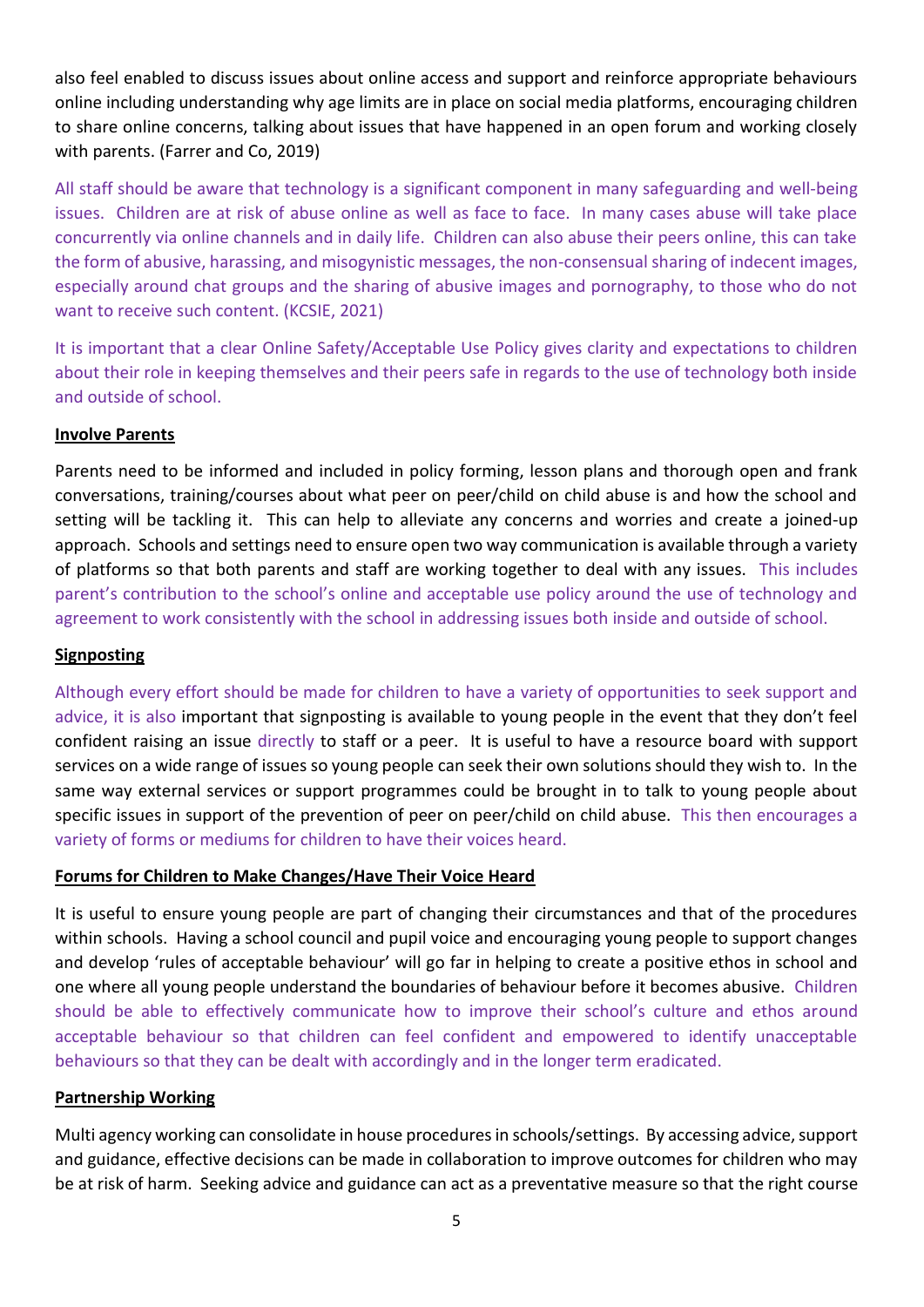also feel enabled to discuss issues about online access and support and reinforce appropriate behaviours online including understanding why age limits are in place on social media platforms, encouraging children to share online concerns, talking about issues that have happened in an open forum and working closely with parents. (Farrer and Co, 2019)

All staff should be aware that technology is a significant component in many safeguarding and well-being issues. Children are at risk of abuse online as well as face to face. In many cases abuse will take place concurrently via online channels and in daily life. Children can also abuse their peers online, this can take the form of abusive, harassing, and misogynistic messages, the non-consensual sharing of indecent images, especially around chat groups and the sharing of abusive images and pornography, to those who do not want to receive such content. (KCSIE, 2021)

It is important that a clear Online Safety/Acceptable Use Policy gives clarity and expectations to children about their role in keeping themselves and their peers safe in regards to the use of technology both inside and outside of school.

**Involve Parents**

Parents need to be informed and included in policy forming, lesson plans and thorough open and frank conversations, training/courses about what peer on peer/child on child abuse is and how the school and setting will be tackling it. This can help to alleviate any concerns and worries and create a joined-up approach. Schools and settings need to ensure open two way communication is available through a variety of platforms so that both parents and staff are working together to deal with any issues. This includes parent's contribution to the school's online and acceptable use policy around the use of technology and agreement to work consistently with the school in addressing issues both inside and outside of school.

**Signposting**

Although every effort should be made for children to have a variety of opportunities to seek support and advice, it is also important that signposting is available to young people in the event that they don't feel confident raising an issue directly to staff or a peer. It is useful to have a resource board with support services on a wide range of issues so young people can seek their own solutions should they wish to. In the same way external services or support programmes could be brought in to talk to young people about specific issues in support of the prevention of peer on peer/child on child abuse. This then encourages a variety of forms or mediums for children to have their voices heard.

**Forums for Children to Make Changes/Have Their Voice Heard**

It is useful to ensure young people are part of changing their circumstances and that of the procedures within schools. Having a school council and pupil voice and encouraging young people to support changes and develop 'rules of acceptable behaviour' will go far in helping to create a positive ethos in school and one where all young people understand the boundaries of behaviour before it becomes abusive. Children should be able to effectively communicate how to improve their school's culture and ethos around acceptable behaviour so that children can feel confident and empowered to identify unacceptable behaviours so that they can be dealt with accordingly and in the longer term eradicated.

**Partnership Working**

Multi agency working can consolidate in house procedures in schools/settings. By accessing advice, support and guidance, effective decisions can be made in collaboration to improve outcomes for children who may be at risk of harm. Seeking advice and guidance can act as a preventative measure so that the right course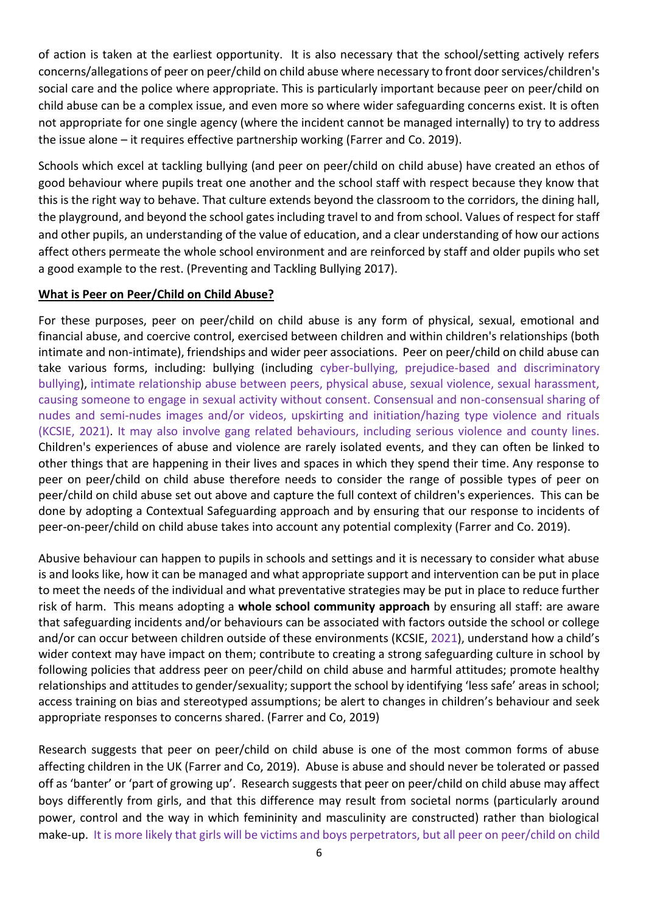of action is taken at the earliest opportunity. It is also necessary that the school/setting actively refers concerns/allegations of peer on peer/child on child abuse where necessary to front door services/children's social care and the police where appropriate. This is particularly important because peer on peer/child on child abuse can be a complex issue, and even more so where wider safeguarding concerns exist. It is often not appropriate for one single agency (where the incident cannot be managed internally) to try to address the issue alone – it requires effective partnership working (Farrer and Co. 2019).

Schools which excel at tackling bullying (and peer on peer/child on child abuse) have created an ethos of good behaviour where pupils treat one another and the school staff with respect because they know that this is the right way to behave. That culture extends beyond the classroom to the corridors, the dining hall, the playground, and beyond the school gates including travel to and from school. Values of respect for staff and other pupils, an understanding of the value of education, and a clear understanding of how our actions affect others permeate the whole school environment and are reinforced by staff and older pupils who set a good example to the rest. (Preventing and Tackling Bullying 2017).

**What is Peer on Peer/Child on Child Abuse?**

For these purposes, peer on peer/child on child abuse is any form of physical, sexual, emotional and financial abuse, and coercive control, exercised between children and within children's relationships (both intimate and non-intimate), friendships and wider peer associations. Peer on peer/child on child abuse can take various forms, including: bullying (including cyber-bullying, prejudice-based and discriminatory bullying), intimate relationship abuse between peers, physical abuse, sexual violence, sexual harassment, causing someone to engage in sexual activity without consent. Consensual and non-consensual sharing of nudes and semi-nudes images and/or videos, upskirting and initiation/hazing type violence and rituals (KCSIE, 2021). It may also involve gang related behaviours, including serious violence and county lines. Children's experiences of abuse and violence are rarely isolated events, and they can often be linked to other things that are happening in their lives and spaces in which they spend their time. Any response to peer on peer/child on child abuse therefore needs to consider the range of possible types of peer on peer/child on child abuse set out above and capture the full context of children's experiences. This can be done by adopting a Contextual Safeguarding approach and by ensuring that our response to incidents of peer-on-peer/child on child abuse takes into account any potential complexity (Farrer and Co. 2019).

Abusive behaviour can happen to pupils in schools and settings and it is necessary to consider what abuse is and looks like, how it can be managed and what appropriate support and intervention can be put in place to meet the needs of the individual and what preventative strategies may be put in place to reduce further risk of harm. This means adopting a **whole school community approach** by ensuring all staff: are aware that safeguarding incidents and/or behaviours can be associated with factors outside the school or college and/or can occur between children outside of these environments (KCSIE, 2021), understand how a child's wider context may have impact on them; contribute to creating a strong safeguarding culture in school by following policies that address peer on peer/child on child abuse and harmful attitudes; promote healthy relationships and attitudes to gender/sexuality; support the school by identifying 'less safe' areas in school; access training on bias and stereotyped assumptions; be alert to changes in children's behaviour and seek appropriate responses to concerns shared. (Farrer and Co, 2019)

Research suggests that peer on peer/child on child abuse is one of the most common forms of abuse affecting children in the UK (Farrer and Co, 2019). Abuse is abuse and should never be tolerated or passed off as 'banter' or 'part of growing up'. Research suggests that peer on peer/child on child abuse may affect boys differently from girls, and that this difference may result from societal norms (particularly around power, control and the way in which femininity and masculinity are constructed) rather than biological make-up. It is more likely that girls will be victims and boys perpetrators, but all peer on peer/child on child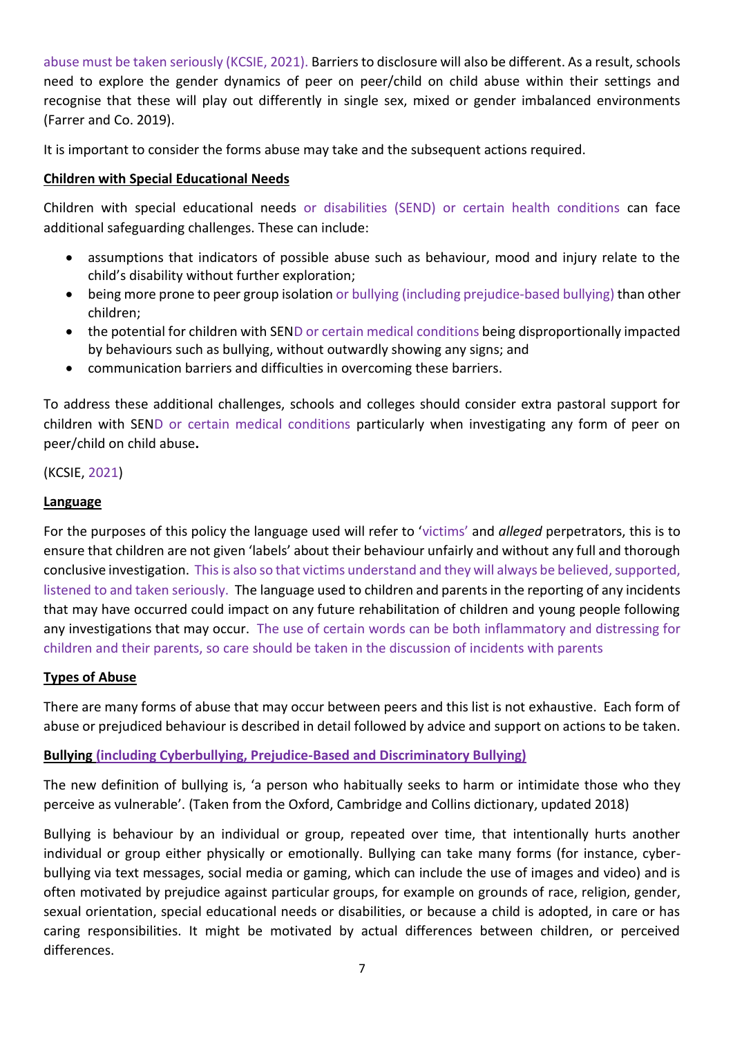abuse must be taken seriously (KCSIE, 2021). Barriers to disclosure will also be different. As a result, schools need to explore the gender dynamics of peer on peer/child on child abuse within their settings and recognise that these will play out differently in single sex, mixed or gender imbalanced environments (Farrer and Co. 2019).

It is important to consider the forms abuse may take and the subsequent actions required.

**Children with Special Educational Needs**

Children with special educational needs or disabilities (SEND) or certain health conditions can face additional safeguarding challenges. These can include:

- assumptions that indicators of possible abuse such as behaviour, mood and injury relate to the child's disability without further exploration;
- being more prone to peer group isolation or bullying (including prejudice-based bullying) than other children;
- the potential for children with SEND or certain medical conditions being disproportionally impacted by behaviours such as bullying, without outwardly showing any signs; and
- communication barriers and difficulties in overcoming these barriers.

To address these additional challenges, schools and colleges should consider extra pastoral support for children with SEND or certain medical conditions particularly when investigating any form of peer on peer/child on child abuse**.**

(KCSIE, 2021)

**Language**

For the purposes of this policy the language used will refer to 'victims' and *alleged* perpetrators, this is to ensure that children are not given 'labels' about their behaviour unfairly and without any full and thorough conclusive investigation. This is also so that victims understand and they will always be believed, supported, listened to and taken seriously. The language used to children and parents in the reporting of any incidents that may have occurred could impact on any future rehabilitation of children and young people following any investigations that may occur. The use of certain words can be both inflammatory and distressing for children and their parents, so care should be taken in the discussion of incidents with parents

**Types of Abuse**

There are many forms of abuse that may occur between peers and this list is not exhaustive. Each form of abuse or prejudiced behaviour is described in detail followed by advice and support on actions to be taken.

**Bullying (including Cyberbullying, Prejudice-Based and Discriminatory Bullying)**

The new definition of bullying is, 'a person who habitually seeks to harm or intimidate those who they perceive as vulnerable'. (Taken from the Oxford, Cambridge and Collins dictionary, updated 2018)

Bullying is behaviour by an individual or group, repeated over time, that intentionally hurts another individual or group either physically or emotionally. Bullying can take many forms (for instance, cyber-bullying via text messages, social media or gaming, which can include the use of images and video) and is often motivated by prejudice against particular groups, for example on grounds of race, religion, gender, sexual orientation, special educational needs or disabilities, or because a child is adopted, in care or has caring responsibilities. It might be motivated by actual differences between children, or perceived differences.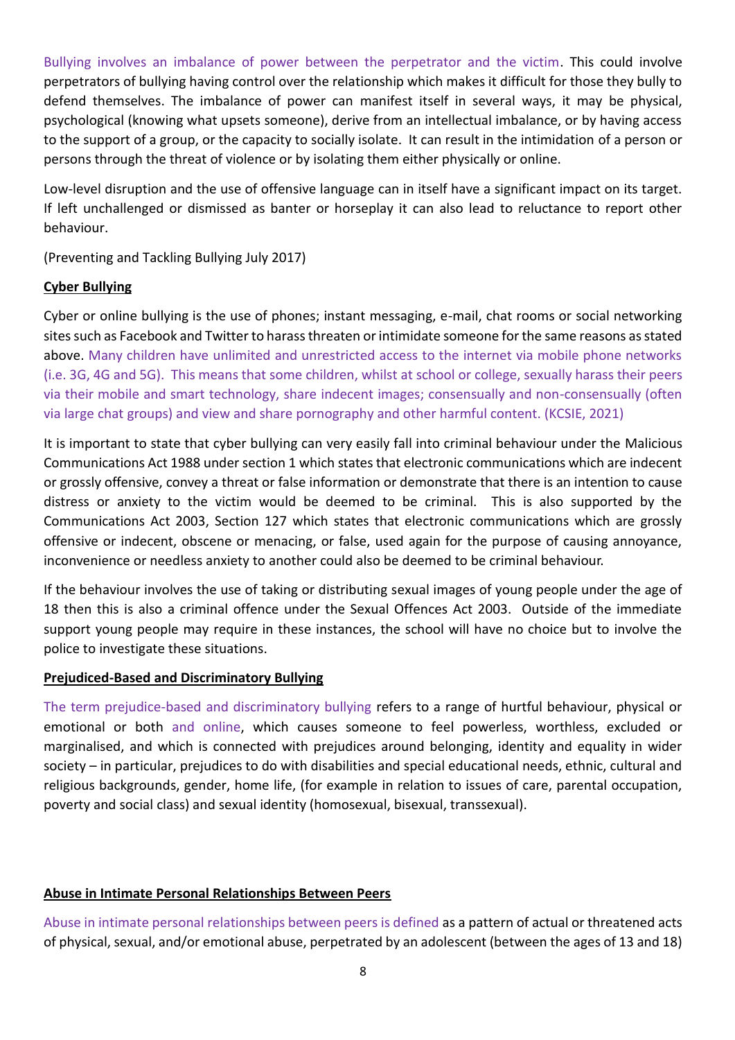Bullying involves an imbalance of power between the perpetrator and the victim. This could involve perpetrators of bullying having control over the relationship which makes it difficult for those they bully to defend themselves. The imbalance of power can manifest itself in several ways, it may be physical, psychological (knowing what upsets someone), derive from an intellectual imbalance, or by having access to the support of a group, or the capacity to socially isolate. It can result in the intimidation of a person or persons through the threat of violence or by isolating them either physically or online.

Low-level disruption and the use of offensive language can in itself have a significant impact on its target. If left unchallenged or dismissed as banter or horseplay it can also lead to reluctance to report other behaviour.

(Preventing and Tackling Bullying July 2017)

**Cyber Bullying**

Cyber or online bullying is the use of phones; instant messaging, e-mail, chat rooms or social networking sites such as Facebook and Twitter to harass threaten or intimidate someone for the same reasons as stated above. Many children have unlimited and unrestricted access to the internet via mobile phone networks (i.e. 3G, 4G and 5G). This means that some children, whilst at school or college, sexually harass their peers via their mobile and smart technology, share indecent images; consensually and non-consensually (often via large chat groups) and view and share pornography and other harmful content. (KCSIE, 2021)

It is important to state that cyber bullying can very easily fall into criminal behaviour under the Malicious Communications Act 1988 under section 1 which states that electronic communications which are indecent or grossly offensive, convey a threat or false information or demonstrate that there is an intention to cause distress or anxiety to the victim would be deemed to be criminal. This is also supported by the Communications Act 2003, Section 127 which states that electronic communications which are grossly offensive or indecent, obscene or menacing, or false, used again for the purpose of causing annoyance, inconvenience or needless anxiety to another could also be deemed to be criminal behaviour.

If the behaviour involves the use of taking or distributing sexual images of young people under the age of 18 then this is also a criminal offence under the Sexual Offences Act 2003. Outside of the immediate support young people may require in these instances, the school will have no choice but to involve the police to investigate these situations.

**Prejudiced-Based and Discriminatory Bullying**

The term prejudice-based and discriminatory bullying refers to a range of hurtful behaviour, physical or emotional or both and online, which causes someone to feel powerless, worthless, excluded or marginalised, and which is connected with prejudices around belonging, identity and equality in wider society – in particular, prejudices to do with disabilities and special educational needs, ethnic, cultural and religious backgrounds, gender, home life, (for example in relation to issues of care, parental occupation, poverty and social class) and sexual identity (homosexual, bisexual, transsexual).

**Abuse in Intimate Personal Relationships Between Peers**

Abuse in intimate personal relationships between peers is defined as a pattern of actual or threatened acts of physical, sexual, and/or emotional abuse, perpetrated by an adolescent (between the ages of 13 and 18)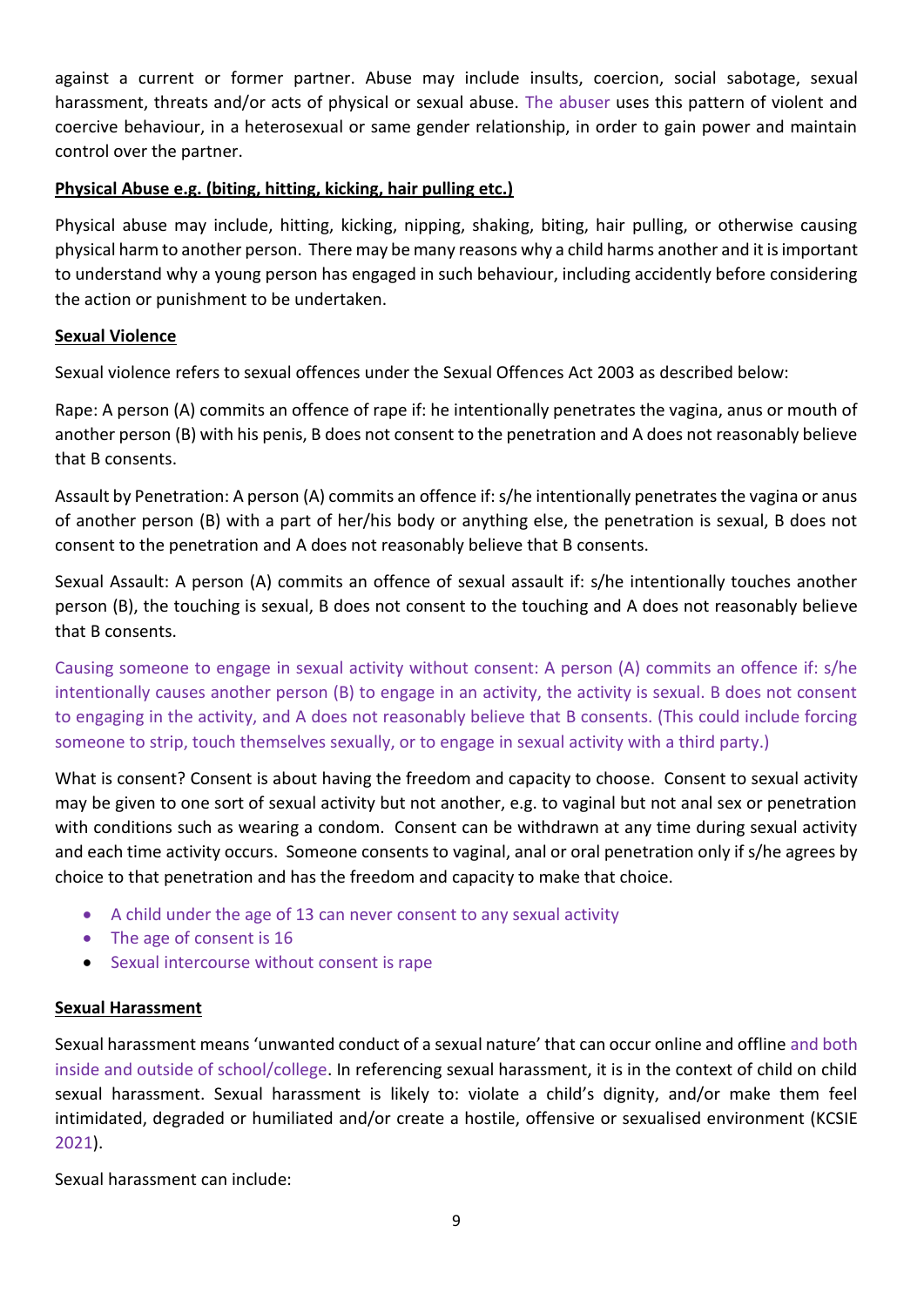against a current or former partner. Abuse may include insults, coercion, social sabotage, sexual harassment, threats and/or acts of physical or sexual abuse. The abuser uses this pattern of violent and coercive behaviour, in a heterosexual or same gender relationship, in order to gain power and maintain control over the partner.

**Physical Abuse e.g. (biting, hitting, kicking, hair pulling etc.)**

Physical abuse may include, hitting, kicking, nipping, shaking, biting, hair pulling, or otherwise causing physical harm to another person. There may be many reasons why a child harms another and it is important to understand why a young person has engaged in such behaviour, including accidently before considering the action or punishment to be undertaken.

**Sexual Violence**

Sexual violence refers to sexual offences under the Sexual Offences Act 2003 as described below:

Rape: A person (A) commits an offence of rape if: he intentionally penetrates the vagina, anus or mouth of another person (B) with his penis, B does not consent to the penetration and A does not reasonably believe that B consents.

Assault by Penetration: A person (A) commits an offence if: s/he intentionally penetrates the vagina or anus of another person (B) with a part of her/his body or anything else, the penetration is sexual, B does not consent to the penetration and A does not reasonably believe that B consents.

Sexual Assault: A person (A) commits an offence of sexual assault if: s/he intentionally touches another person (B), the touching is sexual, B does not consent to the touching and A does not reasonably believe that B consents.

Causing someone to engage in sexual activity without consent: A person (A) commits an offence if: s/he intentionally causes another person (B) to engage in an activity, the activity is sexual. B does not consent to engaging in the activity, and A does not reasonably believe that B consents. (This could include forcing someone to strip, touch themselves sexually, or to engage in sexual activity with a third party.)

What is consent? Consent is about having the freedom and capacity to choose. Consent to sexual activity may be given to one sort of sexual activity but not another, e.g. to vaginal but not anal sex or penetration with conditions such as wearing a condom. Consent can be withdrawn at any time during sexual activity and each time activity occurs. Someone consents to vaginal, anal or oral penetration only if s/he agrees by choice to that penetration and has the freedom and capacity to make that choice.

- A child under the age of 13 can never consent to any sexual activity
- The age of consent is 16
- Sexual intercourse without consent is rape

**Sexual Harassment**

Sexual harassment means 'unwanted conduct of a sexual nature' that can occur online and offline and both inside and outside of school/college. In referencing sexual harassment, it is in the context of child on child sexual harassment. Sexual harassment is likely to: violate a child's dignity, and/or make them feel intimidated, degraded or humiliated and/or create a hostile, offensive or sexualised environment (KCSIE 2021).

Sexual harassment can include: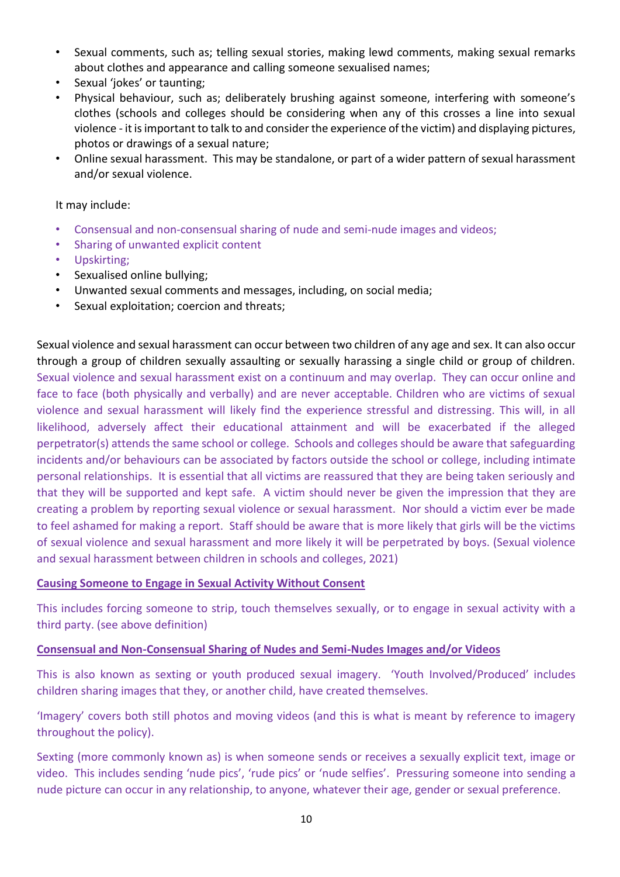- Sexual comments, such as; telling sexual stories, making lewd comments, making sexual remarks about clothes and appearance and calling someone sexualised names;
- Sexual 'jokes' or taunting;
- Physical behaviour, such as; deliberately brushing against someone, interfering with someone's clothes (schools and colleges should be considering when any of this crosses a line into sexual violence - it is important to talk to and consider the experience of the victim) and displaying pictures, photos or drawings of a sexual nature;
- Online sexual harassment. This may be standalone, or part of a wider pattern of sexual harassment and/or sexual violence.

It may include:

- Consensual and non-consensual sharing of nude and semi-nude images and videos;
- Sharing of unwanted explicit content
- Upskirting;
- Sexualised online bullying;
- Unwanted sexual comments and messages, including, on social media;
- Sexual exploitation; coercion and threats;

Sexual violence and sexual harassment can occur between two children of any age and sex. It can also occur through a group of children sexually assaulting or sexually harassing a single child or group of children. Sexual violence and sexual harassment exist on a continuum and may overlap. They can occur online and face to face (both physically and verbally) and are never acceptable. Children who are victims of sexual violence and sexual harassment will likely find the experience stressful and distressing. This will, in all likelihood, adversely affect their educational attainment and will be exacerbated if the alleged perpetrator(s) attends the same school or college. Schools and colleges should be aware that safeguarding incidents and/or behaviours can be associated by factors outside the school or college, including intimate personal relationships. It is essential that all victims are reassured that they are being taken seriously and that they will be supported and kept safe. A victim should never be given the impression that they are creating a problem by reporting sexual violence or sexual harassment. Nor should a victim ever be made to feel ashamed for making a report. Staff should be aware that is more likely that girls will be the victims of sexual violence and sexual harassment and more likely it will be perpetrated by boys. (Sexual violence and sexual harassment between children in schools and colleges, 2021)

**Causing Someone to Engage in Sexual Activity Without Consent**

This includes forcing someone to strip, touch themselves sexually, or to engage in sexual activity with a third party. (see above definition)

**Consensual and Non-Consensual Sharing of Nudes and Semi-Nudes Images and/or Videos**

This is also known as sexting or youth produced sexual imagery. 'Youth Involved/Produced' includes children sharing images that they, or another child, have created themselves.

'Imagery' covers both still photos and moving videos (and this is what is meant by reference to imagery throughout the policy).

Sexting (more commonly known as) is when someone sends or receives a sexually explicit text, image or video. This includes sending 'nude pics', 'rude pics' or 'nude selfies'. Pressuring someone into sending a nude picture can occur in any relationship, to anyone, whatever their age, gender or sexual preference.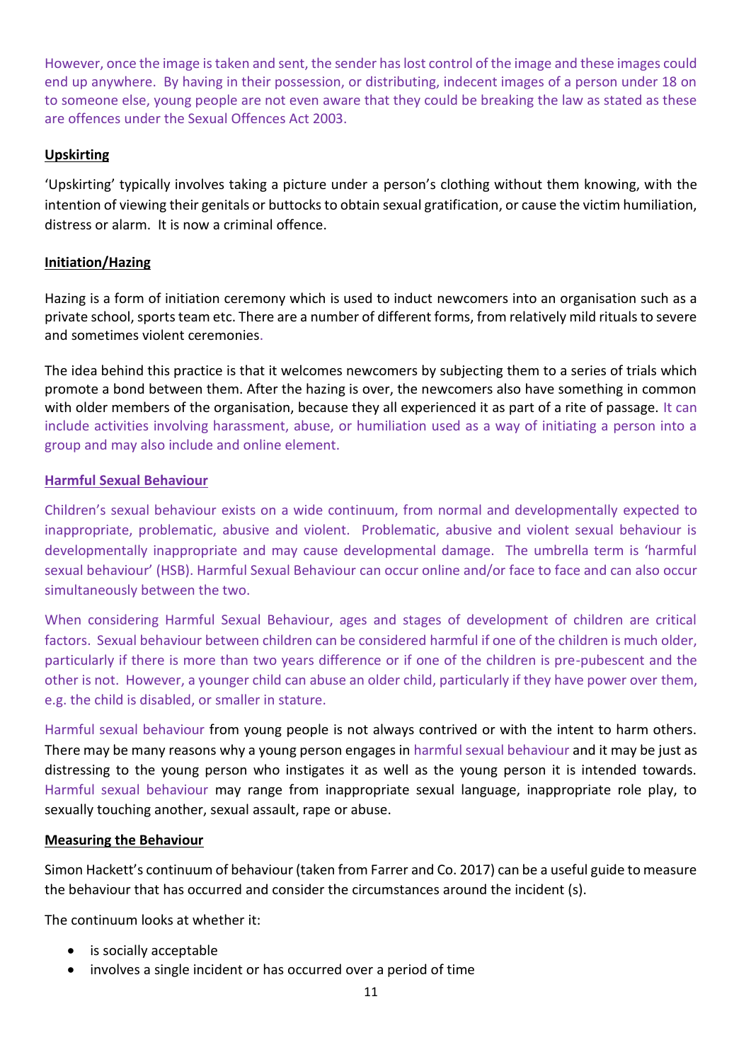However, once the image is taken and sent, the sender has lost control of the image and these images could end up anywhere. By having in their possession, or distributing, indecent images of a person under 18 on to someone else, young people are not even aware that they could be breaking the law as stated as these are offences under the Sexual Offences Act 2003.

**Upskirting**

'Upskirting' typically involves taking a picture under a person's clothing without them knowing, with the intention of viewing their genitals or buttocks to obtain sexual gratification, or cause the victim humiliation, distress or alarm. It is now a criminal offence.

**Initiation/Hazing**

Hazing is a form of initiation ceremony which is used to induct newcomers into an organisation such as a private school, sports team etc. There are a number of different forms, from relatively mild rituals to severe and sometimes violent ceremonies.

The idea behind this practice is that it welcomes newcomers by subjecting them to a series of trials which promote a bond between them. After the hazing is over, the newcomers also have something in common with older members of the organisation, because they all experienced it as part of a rite of passage. It can include activities involving harassment, abuse, or humiliation used as a way of initiating a person into a group and may also include and online element.

**Harmful Sexual Behaviour**

Children's sexual behaviour exists on a wide continuum, from normal and developmentally expected to inappropriate, problematic, abusive and violent. Problematic, abusive and violent sexual behaviour is developmentally inappropriate and may cause developmental damage. The umbrella term is 'harmful sexual behaviour' (HSB). Harmful Sexual Behaviour can occur online and/or face to face and can also occur simultaneously between the two.

When considering Harmful Sexual Behaviour, ages and stages of development of children are critical factors. Sexual behaviour between children can be considered harmful if one of the children is much older, particularly if there is more than two years difference or if one of the children is pre-pubescent and the other is not. However, a younger child can abuse an older child, particularly if they have power over them, e.g. the child is disabled, or smaller in stature.

Harmful sexual behaviour from young people is not always contrived or with the intent to harm others. There may be many reasons why a young person engages in harmful sexual behaviour and it may be just as distressing to the young person who instigates it as well as the young person it is intended towards. Harmful sexual behaviour may range from inappropriate sexual language, inappropriate role play, to sexually touching another, sexual assault, rape or abuse.

**Measuring the Behaviour**

Simon Hackett's continuum of behaviour (taken from Farrer and Co. 2017) can be a useful guide to measure the behaviour that has occurred and consider the circumstances around the incident (s).

The continuum looks at whether it:

- is socially acceptable
- involves a single incident or has occurred over a period of time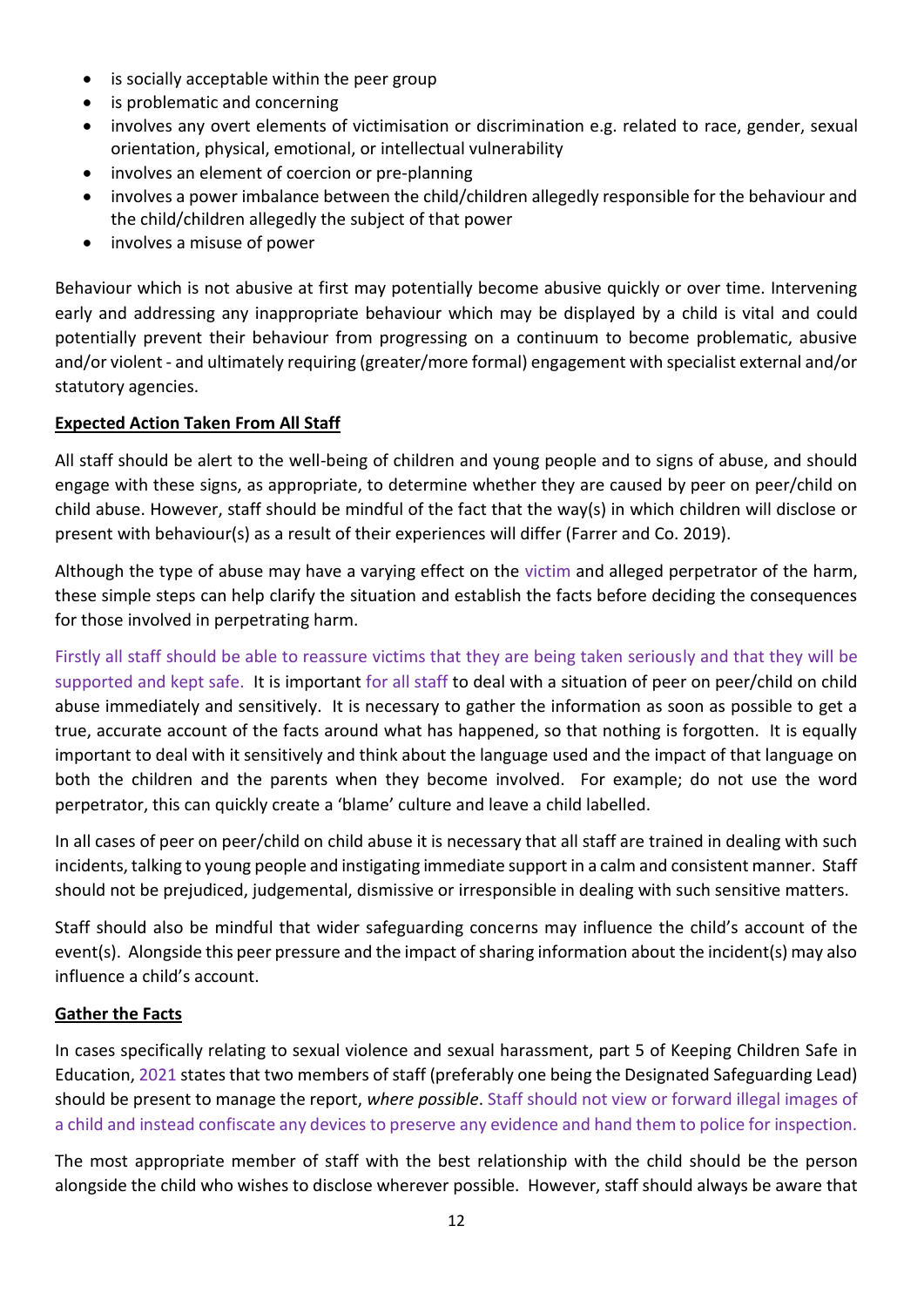- is socially acceptable within the peer group
- is problematic and concerning
- involves any overt elements of victimisation or discrimination e.g. related to race, gender, sexual orientation, physical, emotional, or intellectual vulnerability
- involves an element of coercion or pre-planning
- involves a power imbalance between the child/children allegedly responsible for the behaviour and the child/children allegedly the subject of that power
- involves a misuse of power

Behaviour which is not abusive at first may potentially become abusive quickly or over time. Intervening early and addressing any inappropriate behaviour which may be displayed by a child is vital and could potentially prevent their behaviour from progressing on a continuum to become problematic, abusive and/or violent - and ultimately requiring (greater/more formal) engagement with specialist external and/or statutory agencies.

**Expected Action Taken From All Staff**

All staff should be alert to the well-being of children and young people and to signs of abuse, and should engage with these signs, as appropriate, to determine whether they are caused by peer on peer/child on child abuse. However, staff should be mindful of the fact that the way(s) in which children will disclose or present with behaviour(s) as a result of their experiences will differ (Farrer and Co. 2019).

Although the type of abuse may have a varying effect on the victim and alleged perpetrator of the harm, these simple steps can help clarify the situation and establish the facts before deciding the consequences for those involved in perpetrating harm.

Firstly all staff should be able to reassure victims that they are being taken seriously and that they will be supported and kept safe. It is important for all staff to deal with a situation of peer on peer/child on child abuse immediately and sensitively. It is necessary to gather the information as soon as possible to get a true, accurate account of the facts around what has happened, so that nothing is forgotten. It is equally important to deal with it sensitively and think about the language used and the impact of that language on both the children and the parents when they become involved. For example; do not use the word perpetrator, this can quickly create a 'blame' culture and leave a child labelled.

In all cases of peer on peer/child on child abuse it is necessary that all staff are trained in dealing with such incidents, talking to young people and instigating immediate support in a calm and consistent manner. Staff should not be prejudiced, judgemental, dismissive or irresponsible in dealing with such sensitive matters.

Staff should also be mindful that wider safeguarding concerns may influence the child's account of the event(s). Alongside this peer pressure and the impact of sharing information about the incident(s) may also influence a child's account.

**Gather the Facts**

In cases specifically relating to sexual violence and sexual harassment, part 5 of Keeping Children Safe in Education, 2021 states that two members of staff (preferably one being the Designated Safeguarding Lead) should be present to manage the report, *where possible*. Staff should not view or forward illegal images of a child and instead confiscate any devices to preserve any evidence and hand them to police for inspection.

The most appropriate member of staff with the best relationship with the child should be the person alongside the child who wishes to disclose wherever possible. However, staff should always be aware that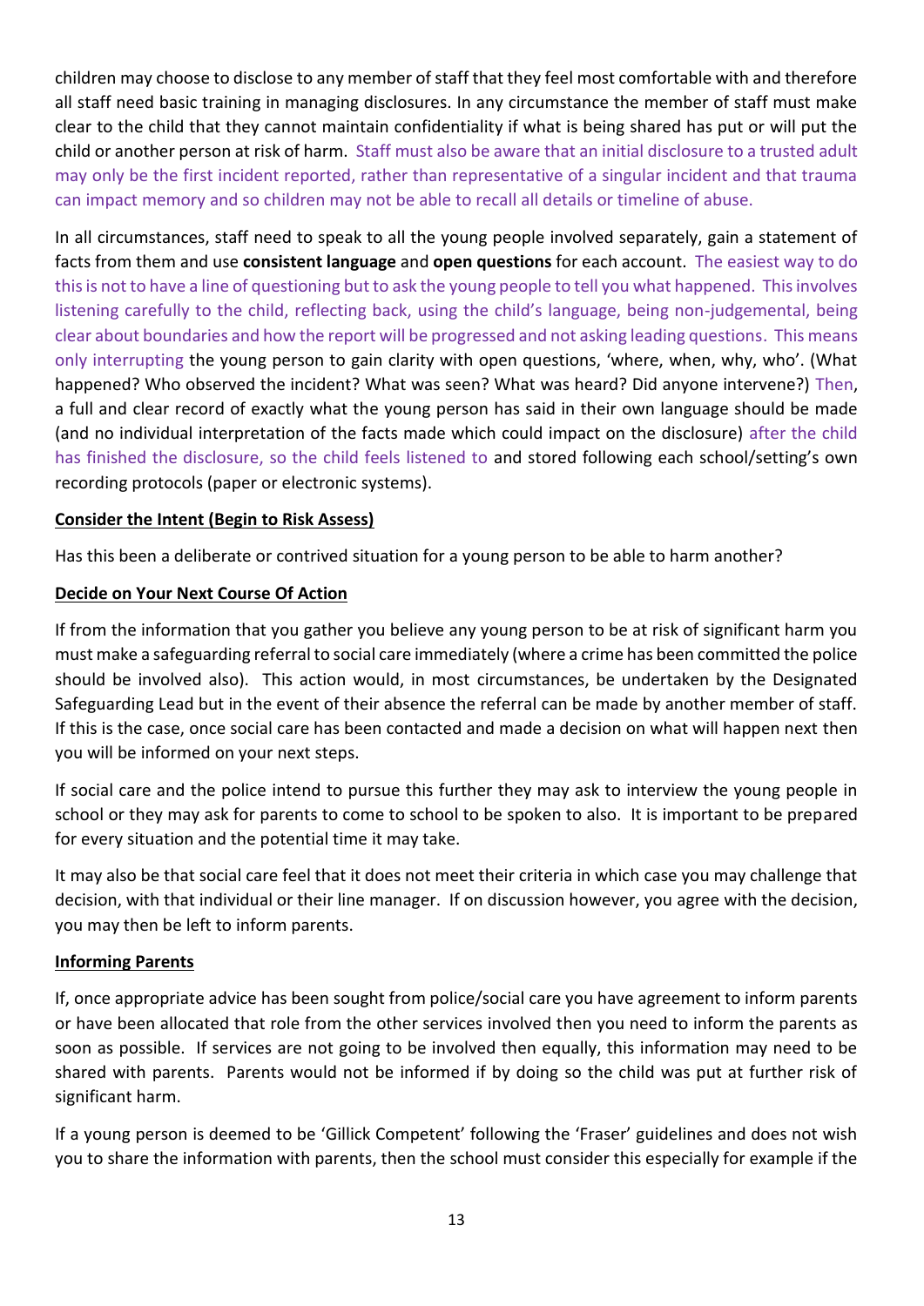children may choose to disclose to any member of staff that they feel most comfortable with and therefore all staff need basic training in managing disclosures. In any circumstance the member of staff must make clear to the child that they cannot maintain confidentiality if what is being shared has put or will put the child or another person at risk of harm. Staff must also be aware that an initial disclosure to a trusted adult may only be the first incident reported, rather than representative of a singular incident and that trauma can impact memory and so children may not be able to recall all details or timeline of abuse.

In all circumstances, staff need to speak to all the young people involved separately, gain a statement of facts from them and use **consistent language** and **open questions** for each account. The easiest way to do this is not to have a line of questioning but to ask the young people to tell you what happened. This involves listening carefully to the child, reflecting back, using the child's language, being non-judgemental, being clear about boundaries and how the report will be progressed and not asking leading questions. This means only interrupting the young person to gain clarity with open questions, 'where, when, why, who'. (What happened? Who observed the incident? What was seen? What was heard? Did anyone intervene?) Then, a full and clear record of exactly what the young person has said in their own language should be made (and no individual interpretation of the facts made which could impact on the disclosure) after the child has finished the disclosure, so the child feels listened to and stored following each school/setting's own recording protocols (paper or electronic systems).

**Consider the Intent (Begin to Risk Assess)**

Has this been a deliberate or contrived situation for a young person to be able to harm another?

**Decide on Your Next Course Of Action**

If from the information that you gather you believe any young person to be at risk of significant harm you must make a safeguarding referral to social care immediately (where a crime has been committed the police should be involved also). This action would, in most circumstances, be undertaken by the Designated Safeguarding Lead but in the event of their absence the referral can be made by another member of staff. If this is the case, once social care has been contacted and made a decision on what will happen next then you will be informed on your next steps.

If social care and the police intend to pursue this further they may ask to interview the young people in school or they may ask for parents to come to school to be spoken to also. It is important to be prepared for every situation and the potential time it may take.

It may also be that social care feel that it does not meet their criteria in which case you may challenge that decision, with that individual or their line manager. If on discussion however, you agree with the decision, you may then be left to inform parents.

**Informing Parents**

If, once appropriate advice has been sought from police/social care you have agreement to inform parents or have been allocated that role from the other services involved then you need to inform the parents as soon as possible. If services are not going to be involved then equally, this information may need to be shared with parents. Parents would not be informed if by doing so the child was put at further risk of significant harm.

If a young person is deemed to be 'Gillick Competent' following the 'Fraser' guidelines and does not wish you to share the information with parents, then the school must consider this especially for example if the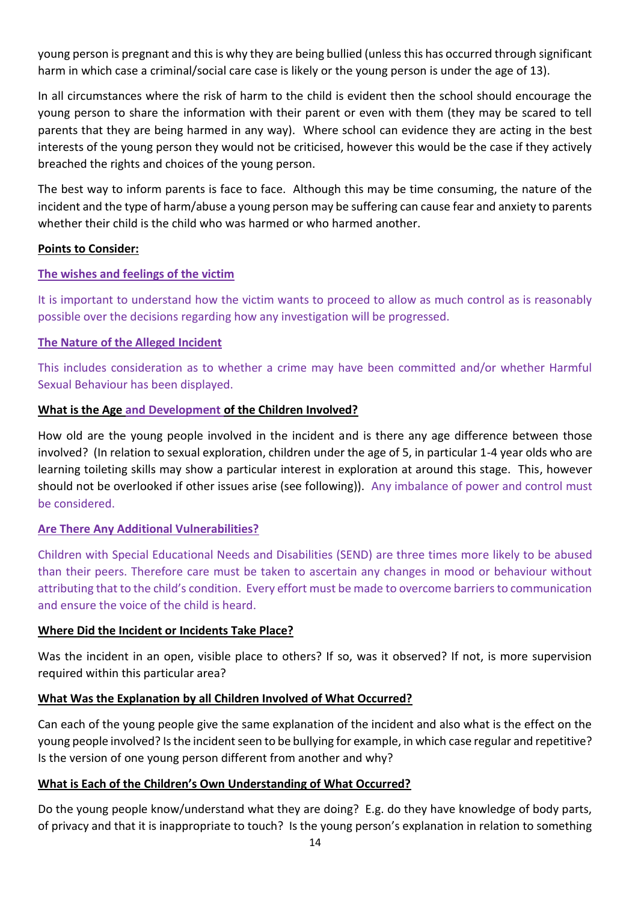young person is pregnant and this is why they are being bullied (unless this has occurred through significant harm in which case a criminal/social care case is likely or the young person is under the age of 13).

In all circumstances where the risk of harm to the child is evident then the school should encourage the young person to share the information with their parent or even with them (they may be scared to tell parents that they are being harmed in any way). Where school can evidence they are acting in the best interests of the young person they would not be criticised, however this would be the case if they actively breached the rights and choices of the young person.

The best way to inform parents is face to face. Although this may be time consuming, the nature of the incident and the type of harm/abuse a young person may be suffering can cause fear and anxiety to parents whether their child is the child who was harmed or who harmed another.

**Points to Consider:**

**The wishes and feelings of the victim**

It is important to understand how the victim wants to proceed to allow as much control as is reasonably possible over the decisions regarding how any investigation will be progressed.

**The Nature of the Alleged Incident**

This includes consideration as to whether a crime may have been committed and/or whether Harmful Sexual Behaviour has been displayed.

**What is the Age and Development of the Children Involved?**

How old are the young people involved in the incident and is there any age difference between those involved? (In relation to sexual exploration, children under the age of 5, in particular 1-4 year olds who are learning toileting skills may show a particular interest in exploration at around this stage. This, however should not be overlooked if other issues arise (see following)). Any imbalance of power and control must be considered.

**Are There Any Additional Vulnerabilities?**

Children with Special Educational Needs and Disabilities (SEND) are three times more likely to be abused than their peers. Therefore care must be taken to ascertain any changes in mood or behaviour without attributing that to the child's condition. Every effort must be made to overcome barriers to communication and ensure the voice of the child is heard.

**Where Did the Incident or Incidents Take Place?**

Was the incident in an open, visible place to others? If so, was it observed? If not, is more supervision required within this particular area?

**What Was the Explanation by all Children Involved of What Occurred?**

Can each of the young people give the same explanation of the incident and also what is the effect on the young people involved? Is the incident seen to be bullying for example, in which case regular and repetitive? Is the version of one young person different from another and why?

**What is Each of the Children's Own Understanding of What Occurred?**

Do the young people know/understand what they are doing? E.g. do they have knowledge of body parts, of privacy and that it is inappropriate to touch? Is the young person's explanation in relation to something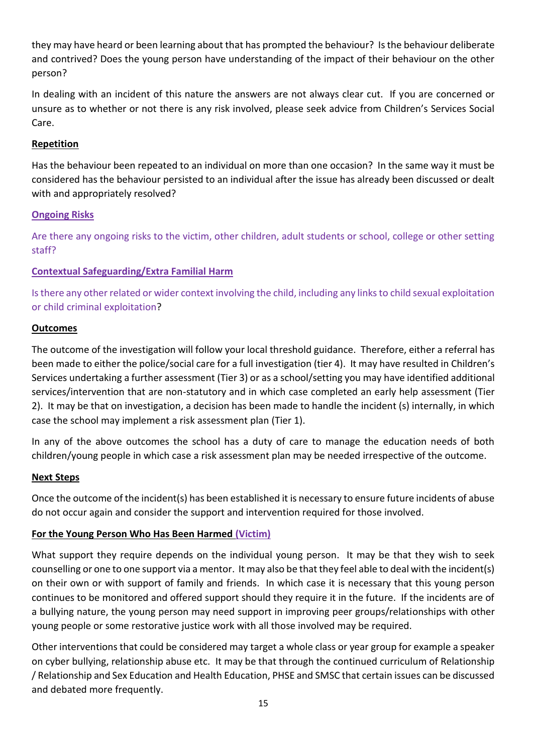they may have heard or been learning about that has prompted the behaviour? Is the behaviour deliberate and contrived? Does the young person have understanding of the impact of their behaviour on the other person?

In dealing with an incident of this nature the answers are not always clear cut. If you are concerned or unsure as to whether or not there is any risk involved, please seek advice from Children's Services Social Care.

**Repetition**

Has the behaviour been repeated to an individual on more than one occasion? In the same way it must be considered has the behaviour persisted to an individual after the issue has already been discussed or dealt with and appropriately resolved?

**Ongoing Risks**

Are there any ongoing risks to the victim, other children, adult students or school, college or other setting staff?

**Contextual Safeguarding/Extra Familial Harm**

Is there any other related or wider context involving the child, including any links to child sexual exploitation or child criminal exploitation?

**Outcomes**

The outcome of the investigation will follow your local threshold guidance. Therefore, either a referral has been made to either the police/social care for a full investigation (tier 4). It may have resulted in Children's Services undertaking a further assessment (Tier 3) or as a school/setting you may have identified additional services/intervention that are non-statutory and in which case completed an early help assessment (Tier 2). It may be that on investigation, a decision has been made to handle the incident (s) internally, in which case the school may implement a risk assessment plan (Tier 1).

In any of the above outcomes the school has a duty of care to manage the education needs of both children/young people in which case a risk assessment plan may be needed irrespective of the outcome.

**Next Steps**

Once the outcome of the incident(s) has been established it is necessary to ensure future incidents of abuse do not occur again and consider the support and intervention required for those involved.

**For the Young Person Who Has Been Harmed (Victim)**

What support they require depends on the individual young person. It may be that they wish to seek counselling or one to one support via a mentor. It may also be that they feel able to deal with the incident(s) on their own or with support of family and friends. In which case it is necessary that this young person continues to be monitored and offered support should they require it in the future. If the incidents are of a bullying nature, the young person may need support in improving peer groups/relationships with other young people or some restorative justice work with all those involved may be required.

Other interventions that could be considered may target a whole class or year group for example a speaker on cyber bullying, relationship abuse etc. It may be that through the continued curriculum of Relationship / Relationship and Sex Education and Health Education, PHSE and SMSC that certain issues can be discussed and debated more frequently.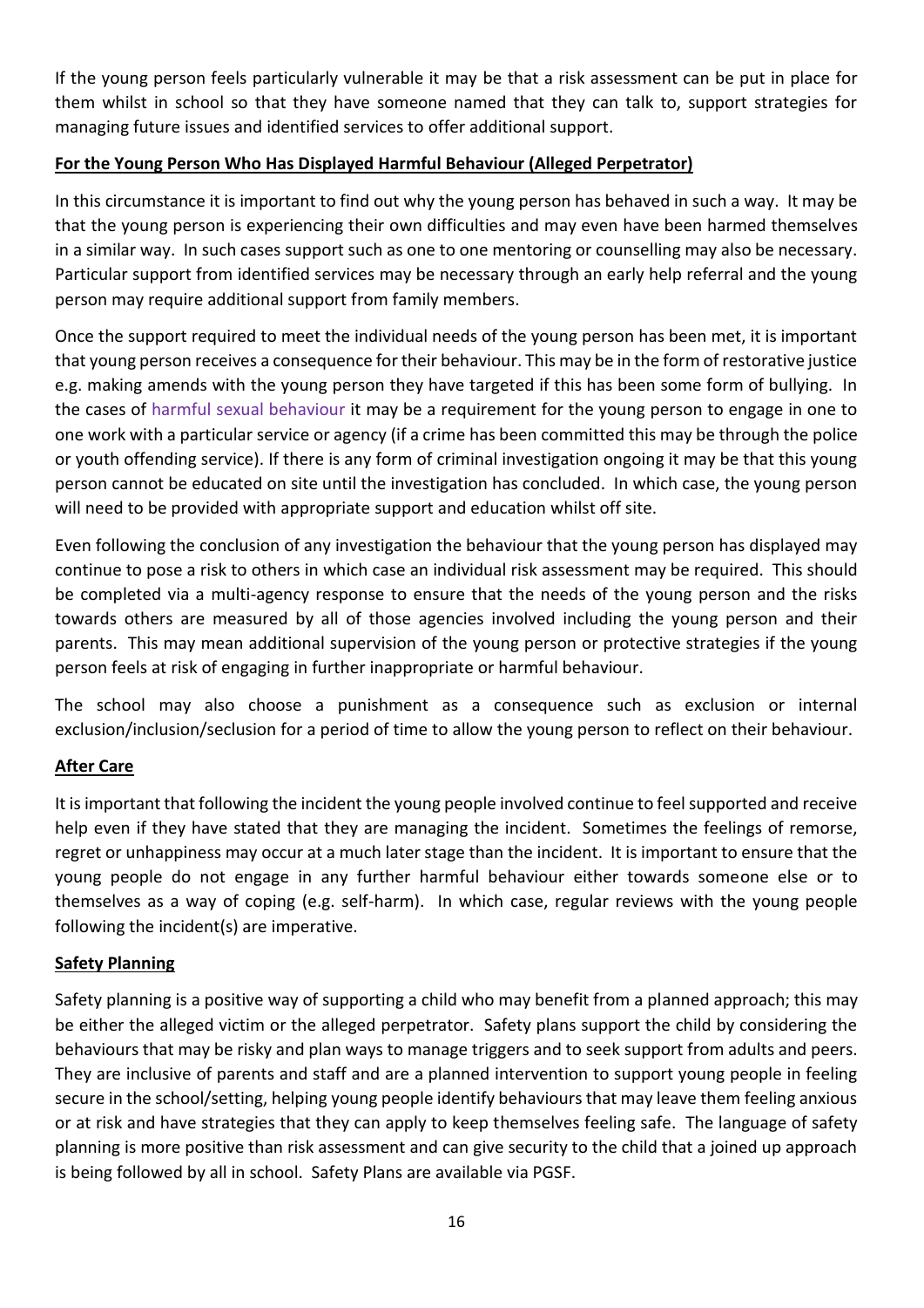If the young person feels particularly vulnerable it may be that a risk assessment can be put in place for them whilst in school so that they have someone named that they can talk to, support strategies for managing future issues and identified services to offer additional support.

**For the Young Person Who Has Displayed Harmful Behaviour (Alleged Perpetrator)**

In this circumstance it is important to find out why the young person has behaved in such a way. It may be that the young person is experiencing their own difficulties and may even have been harmed themselves in a similar way. In such cases support such as one to one mentoring or counselling may also be necessary. Particular support from identified services may be necessary through an early help referral and the young person may require additional support from family members.

Once the support required to meet the individual needs of the young person has been met, it is important that young person receives a consequence for their behaviour. This may be in the form of restorative justice e.g. making amends with the young person they have targeted if this has been some form of bullying. In the cases of harmful sexual behaviour it may be a requirement for the young person to engage in one to one work with a particular service or agency (if a crime has been committed this may be through the police or youth offending service). If there is any form of criminal investigation ongoing it may be that this young person cannot be educated on site until the investigation has concluded. In which case, the young person will need to be provided with appropriate support and education whilst off site.

Even following the conclusion of any investigation the behaviour that the young person has displayed may continue to pose a risk to others in which case an individual risk assessment may be required. This should be completed via a multi-agency response to ensure that the needs of the young person and the risks towards others are measured by all of those agencies involved including the young person and their parents. This may mean additional supervision of the young person or protective strategies if the young person feels at risk of engaging in further inappropriate or harmful behaviour.

The school may also choose a punishment as a consequence such as exclusion or internal exclusion/inclusion/seclusion for a period of time to allow the young person to reflect on their behaviour.

**After Care**

It is important that following the incident the young people involved continue to feel supported and receive help even if they have stated that they are managing the incident. Sometimes the feelings of remorse, regret or unhappiness may occur at a much later stage than the incident. It is important to ensure that the young people do not engage in any further harmful behaviour either towards someone else or to themselves as a way of coping (e.g. self-harm). In which case, regular reviews with the young people following the incident(s) are imperative.

**Safety Planning**

Safety planning is a positive way of supporting a child who may benefit from a planned approach; this may be either the alleged victim or the alleged perpetrator. Safety plans support the child by considering the behaviours that may be risky and plan ways to manage triggers and to seek support from adults and peers. They are inclusive of parents and staff and are a planned intervention to support young people in feeling secure in the school/setting, helping young people identify behaviours that may leave them feeling anxious or at risk and have strategies that they can apply to keep themselves feeling safe. The language of safety planning is more positive than risk assessment and can give security to the child that a joined up approach is being followed by all in school. Safety Plans are available via PGSF.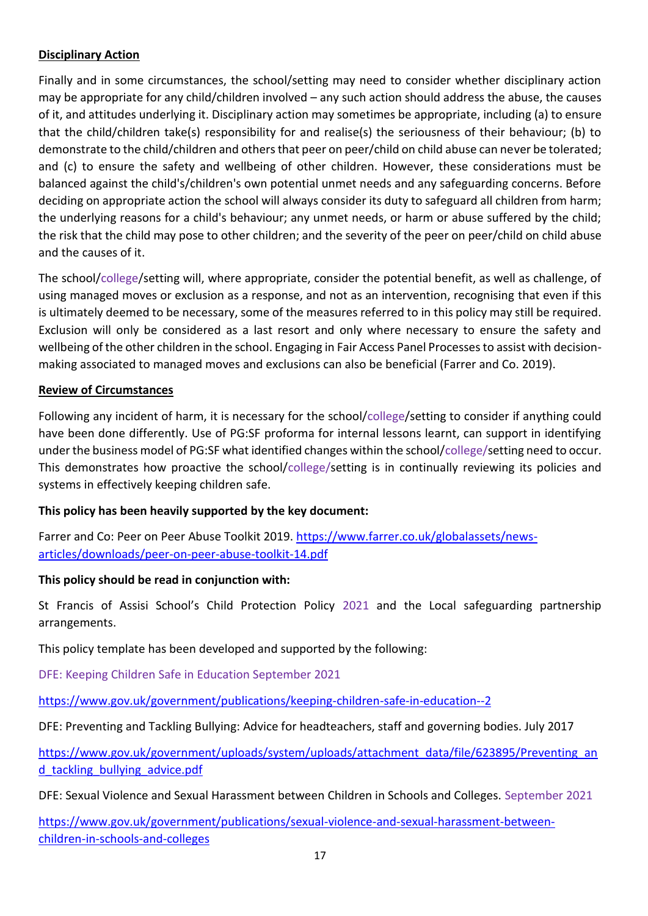**Disciplinary Action**

Finally and in some circumstances, the school/setting may need to consider whether disciplinary action may be appropriate for any child/children involved – any such action should address the abuse, the causes of it, and attitudes underlying it. Disciplinary action may sometimes be appropriate, including (a) to ensure that the child/children take(s) responsibility for and realise(s) the seriousness of their behaviour; (b) to demonstrate to the child/children and others that peer on peer/child on child abuse can never be tolerated; and (c) to ensure the safety and wellbeing of other children. However, these considerations must be balanced against the child's/children's own potential unmet needs and any safeguarding concerns. Before deciding on appropriate action the school will always consider its duty to safeguard all children from harm; the underlying reasons for a child's behaviour; any unmet needs, or harm or abuse suffered by the child; the risk that the child may pose to other children; and the severity of the peer on peer/child on child abuse and the causes of it.

The school/college/setting will, where appropriate, consider the potential benefit, as well as challenge, of using managed moves or exclusion as a response, and not as an intervention, recognising that even if this is ultimately deemed to be necessary, some of the measures referred to in this policy may still be required. Exclusion will only be considered as a last resort and only where necessary to ensure the safety and wellbeing of the other children in the school. Engaging in Fair Access Panel Processes to assist with decision-making associated to managed moves and exclusions can also be beneficial (Farrer and Co. 2019).

**Review of Circumstances**

Following any incident of harm, it is necessary for the school/college/setting to consider if anything could have been done differently. Use of PG:SF proforma for internal lessons learnt, can support in identifying under the business model of PG:SF what identified changes within the school/college/setting need to occur. This demonstrates how proactive the school/college/setting is in continually reviewing its policies and systems in effectively keeping children safe.

**This policy has been heavily supported by the key document:**

Farrer and Co: Peer on Peer Abuse Toolkit 2019. https://www.farrer.co.uk/globalassets/news-articles/downloads/peer-on-peer-abuse-toolkit-14.pdf

**This policy should be read in conjunction with:**

St Francis of Assisi School's Child Protection Policy 2021 and the Local safeguarding partnership arrangements.

This policy template has been developed and supported by the following:

DFE: Keeping Children Safe in Education September 2021

https://www.gov.uk/government/publications/keeping-children-safe-in-education--2

DFE: Preventing and Tackling Bullying: Advice for headteachers, staff and governing bodies. July 2017

https://www.gov.uk/government/uploads/system/uploads/attachment_data/file/623895/Preventing_and_tackling_bullying_advice.pdf

DFE: Sexual Violence and Sexual Harassment between Children in Schools and Colleges. September 2021

https://www.gov.uk/government/publications/sexual-violence-and-sexual-harassment-between-children-in-schools-and-colleges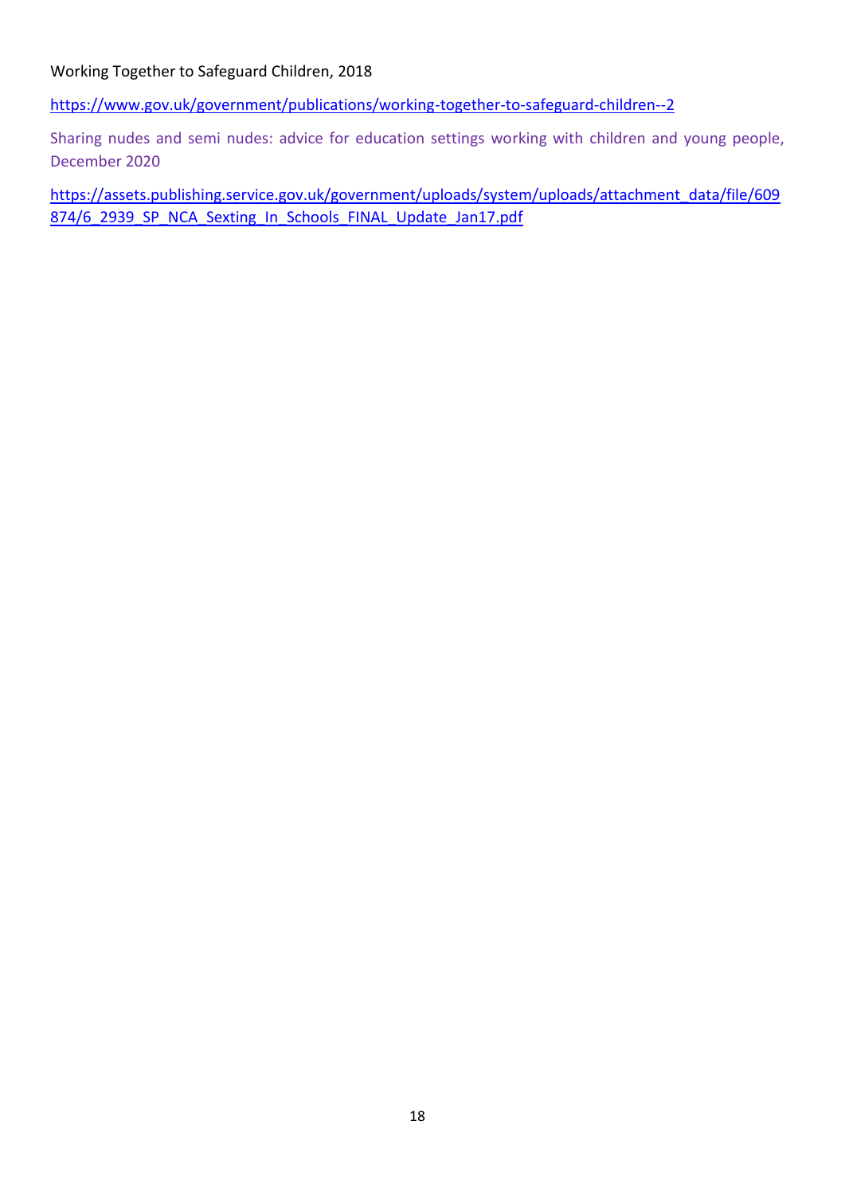Working Together to Safeguard Children, 2018

https://www.gov.uk/government/publications/working-together-to-safeguard-children--2

Sharing nudes and semi nudes: advice for education settings working with children and young people, December 2020

https://assets.publishing.service.gov.uk/government/uploads/system/uploads/attachment_data/file/609874/6_2939_SP_NCA_Sexting_In_Schools_FINAL_Update_Jan17.pdf